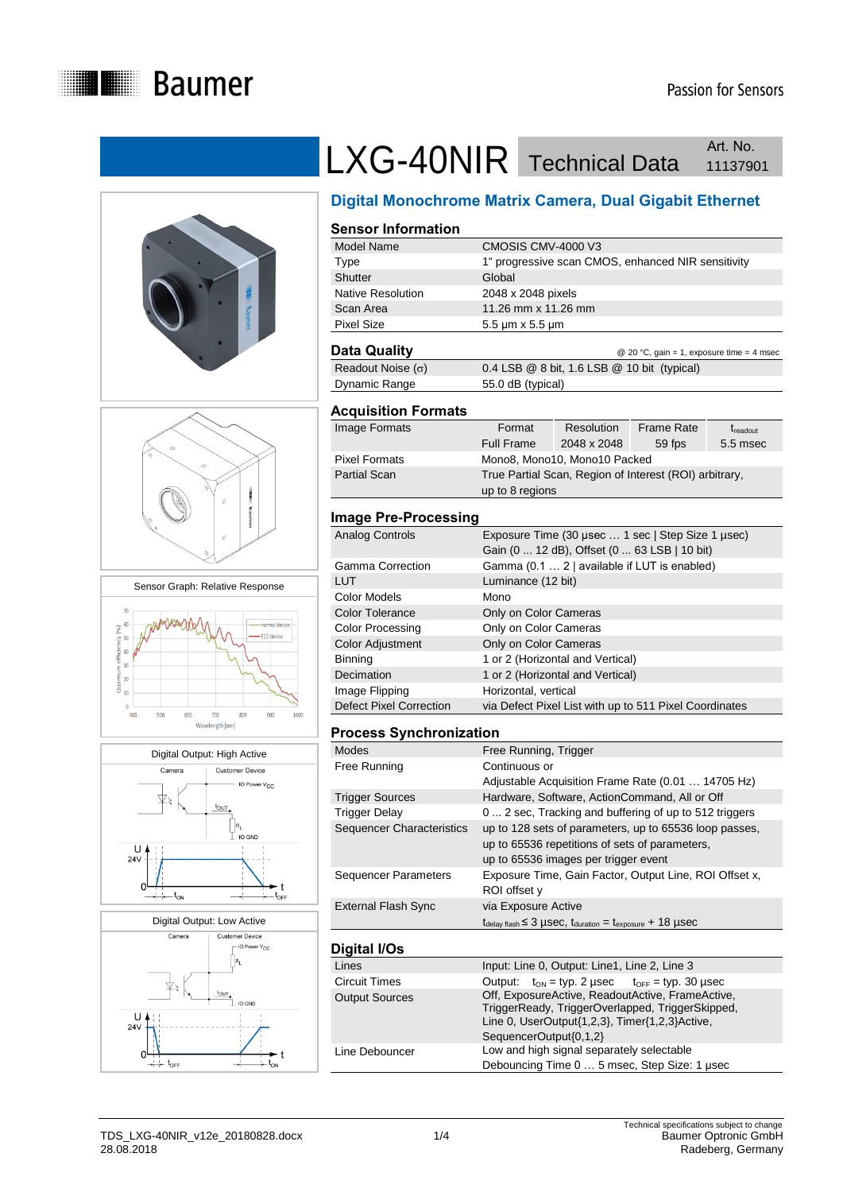# LXG-40NIR Technical Data

Art. No. 11137901

## Digital Monochrome Matrix Camera, Dual Gigabit Ethernet

### Sensor Information

| | |
|---|---|
| Model Name | CMOSIS CMV-4000 V3 |
| Type | 1" progressive scan CMOS, enhanced NIR sensitivity |
| Shutter | Global |
| Native Resolution | 2048 x 2048 pixels |
| Scan Area | 11.26 mm x 11.26 mm |
| Pixel Size | 5.5 µm x 5.5 µm |

### Data Quality

@ 20 °C, gain = 1, exposure time = 4 msec

| | |
|---|---|
| Readout Noise (σ) | 0.4 LSB @ 8 bit, 1.6 LSB @ 10 bit (typical) |
| Dynamic Range | 55.0 dB (typical) |

### Acquisition Formats

| | | | | |
|---|---|---|---|---|
| Image Formats | Format | Resolution | Frame Rate | $t_{readout}$ |
| | Full Frame | 2048 x 2048 | 59 fps | 5.5 msec |
| Pixel Formats | Mono8, Mono10, Mono10 Packed | | | |
| Partial Scan | True Partial Scan, Region of Interest (ROI) arbitrary, up to 8 regions | | | |

### Image Pre-Processing

| | |
|---|---|
| Analog Controls | Exposure Time (30 µsec … 1 sec \| Step Size 1 µsec) Gain (0 ... 12 dB), Offset (0 ... 63 LSB \| 10 bit) |
| Gamma Correction | Gamma (0.1 … 2 \| available if LUT is enabled) |
| LUT | Luminance (12 bit) |
| Color Models | Mono |
| Color Tolerance | Only on Color Cameras |
| Color Processing | Only on Color Cameras |
| Color Adjustment | Only on Color Cameras |
| Binning | 1 or 2 (Horizontal and Vertical) |
| Decimation | 1 or 2 (Horizontal and Vertical) |
| Image Flipping | Horizontal, vertical |
| Defect Pixel Correction | via Defect Pixel List with up to 511 Pixel Coordinates |

### Process Synchronization

| | |
|---|---|
| Modes | Free Running, Trigger |
| Free Running | Continuous or Adjustable Acquisition Frame Rate (0.01 … 14705 Hz) |
| Trigger Sources | Hardware, Software, ActionCommand, All or Off |
| Trigger Delay | 0 ... 2 sec, Tracking and buffering of up to 512 triggers |
| Sequencer Characteristics | up to 128 sets of parameters, up to 65536 loop passes, up to 65536 repetitions of sets of parameters, up to 65536 images per trigger event |
| Sequencer Parameters | Exposure Time, Gain Factor, Output Line, ROI Offset x, ROI offset y |
| External Flash Sync | via Exposure Active $t_{delay\ flash} \leq 3$ µsec, $t_{duration} = t_{exposure} + 18$ µsec |

### Digital I/Os

| | |
|---|---|
| Lines | Input: Line 0, Output: Line1, Line 2, Line 3 |
| Circuit Times | Output: $t_{ON}$ = typ. 2 µsec $t_{OFF}$ = typ. 30 µsec |
| Output Sources | Off, ExposureActive, ReadoutActive, FrameActive, TriggerReady, TriggerOverlapped, TriggerSkipped, Line 0, UserOutput{1,2,3}, Timer{1,2,3}Active, SequencerOutput{0,1,2} |
| Line Debouncer | Low and high signal separately selectable Debouncing Time 0 … 5 msec, Step Size: 1 µsec |

Sensor Graph: Relative Response

Digital Output: High Active

Digital Output: Low Active

TDS_LXG-40NIR_v12e_20180828.docx
28.08.2018

Technical specifications subject to change
Baumer Optronic GmbH
Radeberg, Germany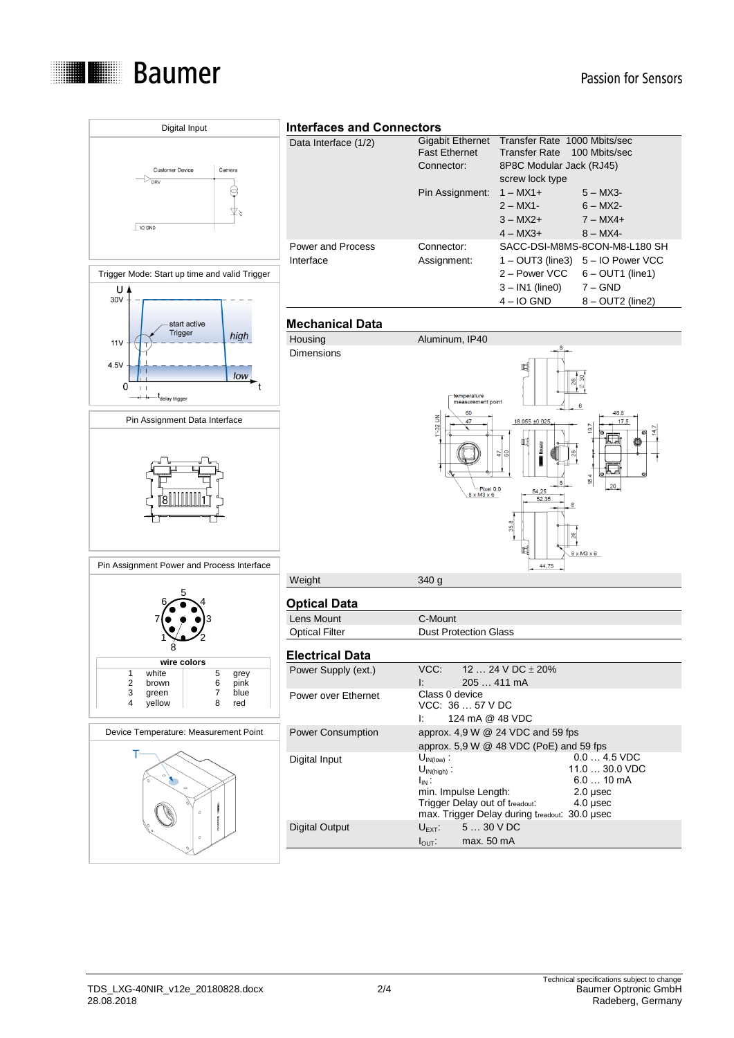Digital Input

Customer Device | Camera | DRV | IO GND

Trigger Mode: Start up time and valid Trigger

U | 30V | 11V | 4.5V | 0 | t | start active Trigger | high | low | $t_{delay\ trigger}$

Pin Assignment Data Interface

Pin Assignment Power and Process Interface

| wire colors | | | |
|---|---|---|---|
| 1 | white | 5 | grey |
| 2 | brown | 6 | pink |
| 3 | green | 7 | blue |
| 4 | yellow | 8 | red |

Device Temperature: Measurement Point

## Interfaces and Connectors

| | | |
|---|---|---|
| Data Interface (1/2) | Gigabit Ethernet | Transfer Rate 1000 Mbits/sec |
| | Fast Ethernet | Transfer Rate 100 Mbits/sec |
| | Connector: | 8P8C Modular Jack (RJ45) screw lock type |
| | Pin Assignment: | 1 – MX1+ 5 – MX3- |
| | | 2 – MX1- 6 – MX2- |
| | | 3 – MX2+ 7 – MX4+ |
| | | 4 – MX3+ 8 – MX4- |
| Power and Process Interface | Connector: | SACC-DSI-M8MS-8CON-M8-L180 SH |
| | Assignment: | 1 – OUT3 (line3) 5 – IO Power VCC |
| | | 2 – Power VCC 6 – OUT1 (line1) |
| | | 3 – IN1 (line0) 7 – GND |
| | | 4 – IO GND 8 – OUT2 (line2) |

## Mechanical Data

| | |
|---|---|
| Housing | Aluminum, IP40 |
| Dimensions | |
| Weight | 340 g |

## Optical Data

| | |
|---|---|
| Lens Mount | C-Mount |
| Optical Filter | Dust Protection Glass |

## Electrical Data

| | | |
|---|---|---|
| Power Supply (ext.) | VCC: | 12 … 24 V DC ± 20% |
| | I: | 205 … 411 mA |
| Power over Ethernet | Class 0 device | |
| | VCC: | 36 … 57 V DC |
| | I: | 124 mA @ 48 VDC |
| Power Consumption | approx. 4,9 W @ 24 VDC and 59 fps | |
| | approx. 5,9 W @ 48 VDC (PoE) and 59 fps | |
| Digital Input | $U_{IN(low)}$: | 0.0 … 4.5 VDC |
| | $U_{IN(high)}$: | 11.0 … 30.0 VDC |
| | $I_{IN}$: | 6.0 … 10 mA |
| | min. Impulse Length: | 2.0 µsec |
| | Trigger Delay out of $t_{readout}$: | 4.0 µsec |
| | max. Trigger Delay during $t_{readout}$: | 30.0 µsec |
| Digital Output | $U_{EXT}$: | 5 … 30 V DC |
| | $I_{OUT}$: | max. 50 mA |

TDS_LXG-40NIR_v12e_20180828.docx
28.08.2018

Technical specifications subject to change
Baumer Optronic GmbH
Radeberg, Germany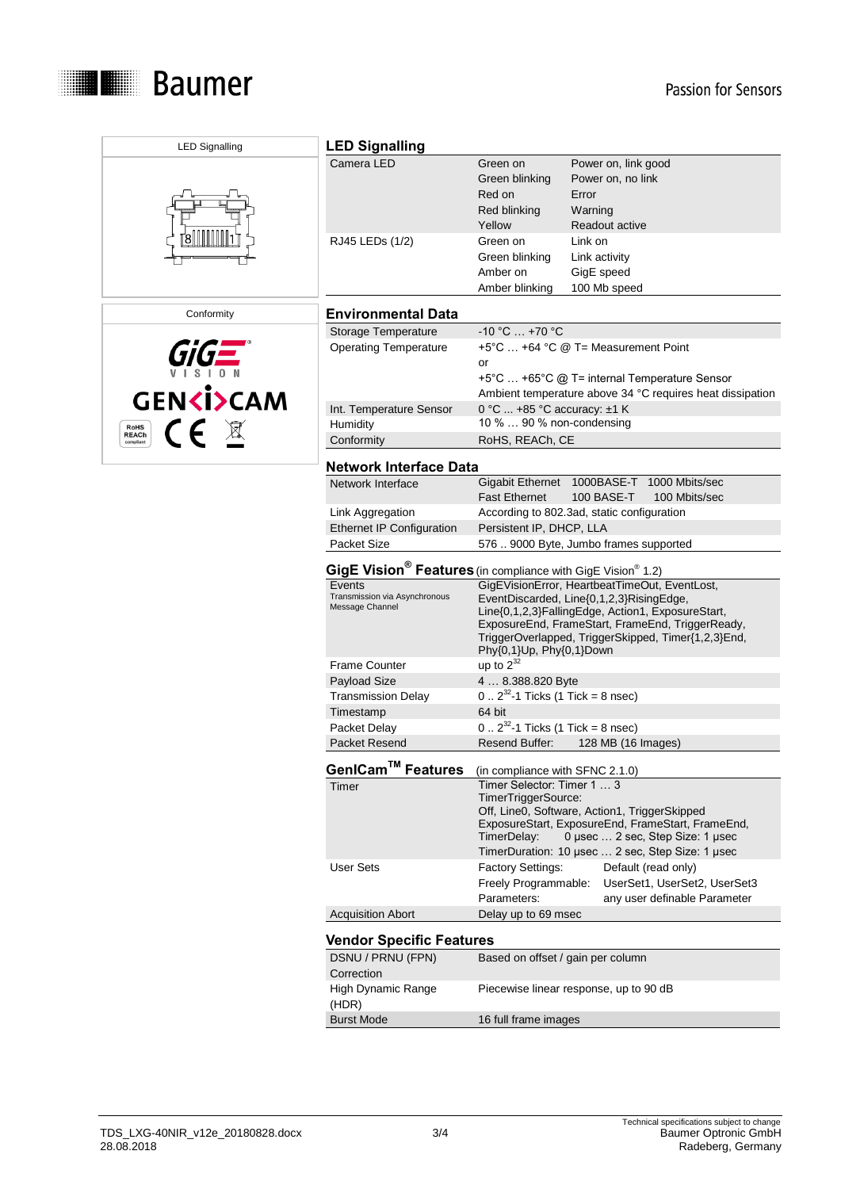LED Signalling

Conformity

## LED Signalling

| | | |
|---|---|---|
| Camera LED | Green on | Power on, link good |
| | Green blinking | Power on, no link |
| | Red on | Error |
| | Red blinking | Warning |
| | Yellow | Readout active |
| RJ45 LEDs (1/2) | Green on | Link on |
| | Green blinking | Link activity |
| | Amber on | GigE speed |
| | Amber blinking | 100 Mb speed |

## Environmental Data

| | |
|---|---|
| Storage Temperature | -10 °C … +70 °C |
| Operating Temperature | +5°C … +64 °C @ T= Measurement Point<br>or<br>+5°C … +65°C @ T= internal Temperature Sensor<br>Ambient temperature above 34 °C requires heat dissipation |
| Int. Temperature Sensor | 0 °C ... +85 °C accuracy: ±1 K |
| Humidity | 10 % … 90 % non-condensing |
| Conformity | RoHS, REACh, CE |

## Network Interface Data

| | | | |
|---|---|---|---|
| Network Interface | Gigabit Ethernet | 1000BASE-T | 1000 Mbits/sec |
| | Fast Ethernet | 100 BASE-T | 100 Mbits/sec |
| Link Aggregation | According to 802.3ad, static configuration | | |
| Ethernet IP Configuration | Persistent IP, DHCP, LLA | | |
| Packet Size | 576 .. 9000 Byte, Jumbo frames supported | | |

## GigE Vision® Features (in compliance with GigE Vision® 1.2)

| | |
|---|---|
| Events<br>Transmission via Asynchronous Message Channel | GigEVisionError, HeartbeatTimeOut, EventLost, EventDiscarded, Line{0,1,2,3}RisingEdge, Line{0,1,2,3}FallingEdge, Action1, ExposureStart, ExposureEnd, FrameStart, FrameEnd, TriggerReady, TriggerOverlapped, TriggerSkipped, Timer{1,2,3}End, Phy{0,1}Up, Phy{0,1}Down |
| Frame Counter | up to $2^{32}$ |
| Payload Size | 4 … 8.388.820 Byte |
| Transmission Delay | 0 .. $2^{32}$-1 Ticks (1 Tick = 8 nsec) |
| Timestamp | 64 bit |
| Packet Delay | 0 .. $2^{32}$-1 Ticks (1 Tick = 8 nsec) |
| Packet Resend | Resend Buffer: 128 MB (16 Images) |

## GenICam™ Features (in compliance with SFNC 2.1.0)

| | | |
|---|---|---|
| Timer | Timer Selector: Timer 1 … 3<br>TimerTriggerSource:<br>Off, Line0, Software, Action1, TriggerSkipped ExposureStart, ExposureEnd, FrameStart, FrameEnd,<br>TimerDelay: 0 µsec … 2 sec, Step Size: 1 µsec<br>TimerDuration: 10 µsec … 2 sec, Step Size: 1 µsec | |
| User Sets | Factory Settings: | Default (read only) |
| | Freely Programmable: | UserSet1, UserSet2, UserSet3 |
| | Parameters: | any user definable Parameter |
| Acquisition Abort | Delay up to 69 msec | |

## Vendor Specific Features

| | |
|---|---|
| DSNU / PRNU (FPN) Correction | Based on offset / gain per column |
| High Dynamic Range (HDR) | Piecewise linear response, up to 90 dB |
| Burst Mode | 16 full frame images |

TDS_LXG-40NIR_v12e_20180828.docx
28.08.2018

Technical specifications subject to change
Baumer Optronic GmbH
Radeberg, Germany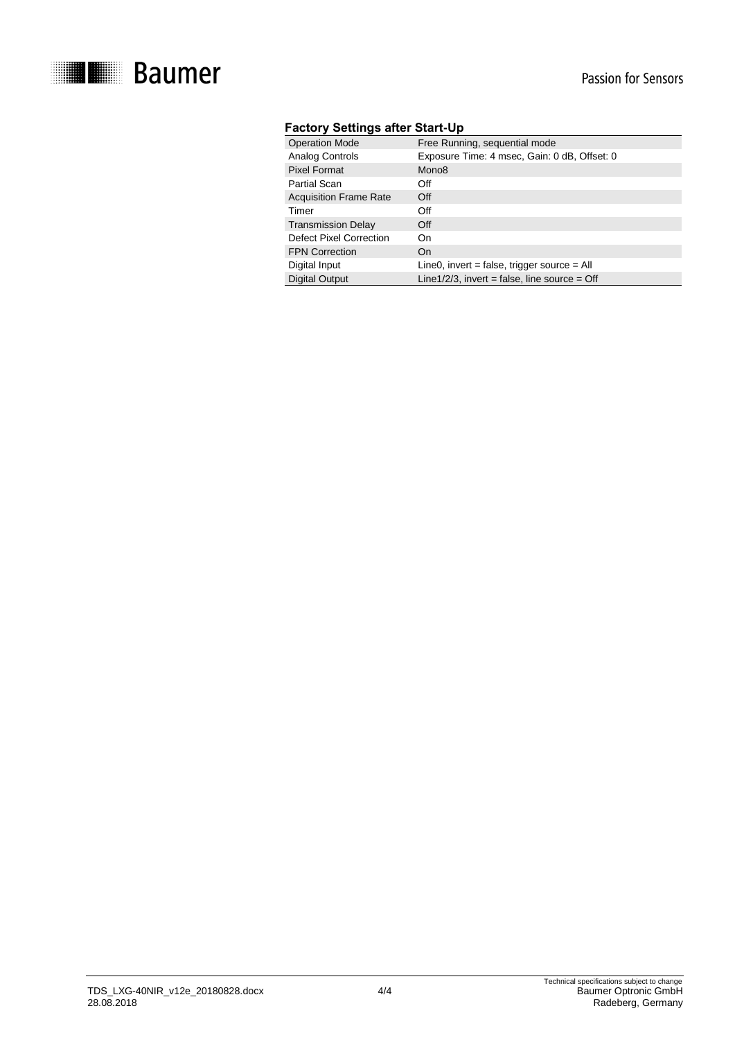### Factory Settings after Start-Up

| | |
|---|---|
| Operation Mode | Free Running, sequential mode |
| Analog Controls | Exposure Time: 4 msec, Gain: 0 dB, Offset: 0 |
| Pixel Format | Mono8 |
| Partial Scan | Off |
| Acquisition Frame Rate | Off |
| Timer | Off |
| Transmission Delay | Off |
| Defect Pixel Correction | On |
| FPN Correction | On |
| Digital Input | Line0, invert = false, trigger source = All |
| Digital Output | Line1/2/3, invert = false, line source = Off |